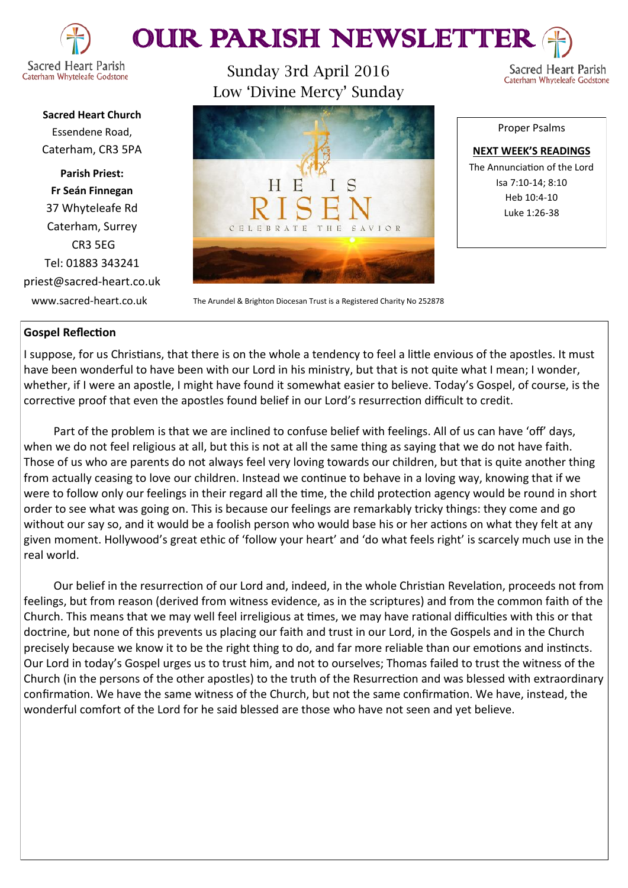# OUR PARISH NEWSLETTER

Sacred Heart Parish
Caterham Whyteleafe Godstone

Sunday 3rd April 2016
Low 'Divine Mercy' Sunday

**Sacred Heart Church**
Essendene Road,
Caterham, CR3 5PA

**Parish Priest:**
**Fr Seán Finnegan**
37 Whyteleafe Rd
Caterham, Surrey
CR3 5EG
Tel: 01883 343241
priest@sacred-heart.co.uk
www.sacred-heart.co.uk

The Arundel & Brighton Diocesan Trust is a Registered Charity No 252878

Proper Psalms

**NEXT WEEK'S READINGS**
The Annunciation of the Lord
Isa 7:10-14; 8:10
Heb 10:4-10
Luke 1:26-38

## Gospel Reflection

I suppose, for us Christians, that there is on the whole a tendency to feel a little envious of the apostles. It must have been wonderful to have been with our Lord in his ministry, but that is not quite what I mean; I wonder, whether, if I were an apostle, I might have found it somewhat easier to believe. Today's Gospel, of course, is the corrective proof that even the apostles found belief in our Lord's resurrection difficult to credit.

Part of the problem is that we are inclined to confuse belief with feelings. All of us can have 'off' days, when we do not feel religious at all, but this is not at all the same thing as saying that we do not have faith. Those of us who are parents do not always feel very loving towards our children, but that is quite another thing from actually ceasing to love our children. Instead we continue to behave in a loving way, knowing that if we were to follow only our feelings in their regard all the time, the child protection agency would be round in short order to see what was going on. This is because our feelings are remarkably tricky things: they come and go without our say so, and it would be a foolish person who would base his or her actions on what they felt at any given moment. Hollywood's great ethic of 'follow your heart' and 'do what feels right' is scarcely much use in the real world.

Our belief in the resurrection of our Lord and, indeed, in the whole Christian Revelation, proceeds not from feelings, but from reason (derived from witness evidence, as in the scriptures) and from the common faith of the Church. This means that we may well feel irreligious at times, we may have rational difficulties with this or that doctrine, but none of this prevents us placing our faith and trust in our Lord, in the Gospels and in the Church precisely because we know it to be the right thing to do, and far more reliable than our emotions and instincts. Our Lord in today's Gospel urges us to trust him, and not to ourselves; Thomas failed to trust the witness of the Church (in the persons of the other apostles) to the truth of the Resurrection and was blessed with extraordinary confirmation. We have the same witness of the Church, but not the same confirmation. We have, instead, the wonderful comfort of the Lord for he said blessed are those who have not seen and yet believe.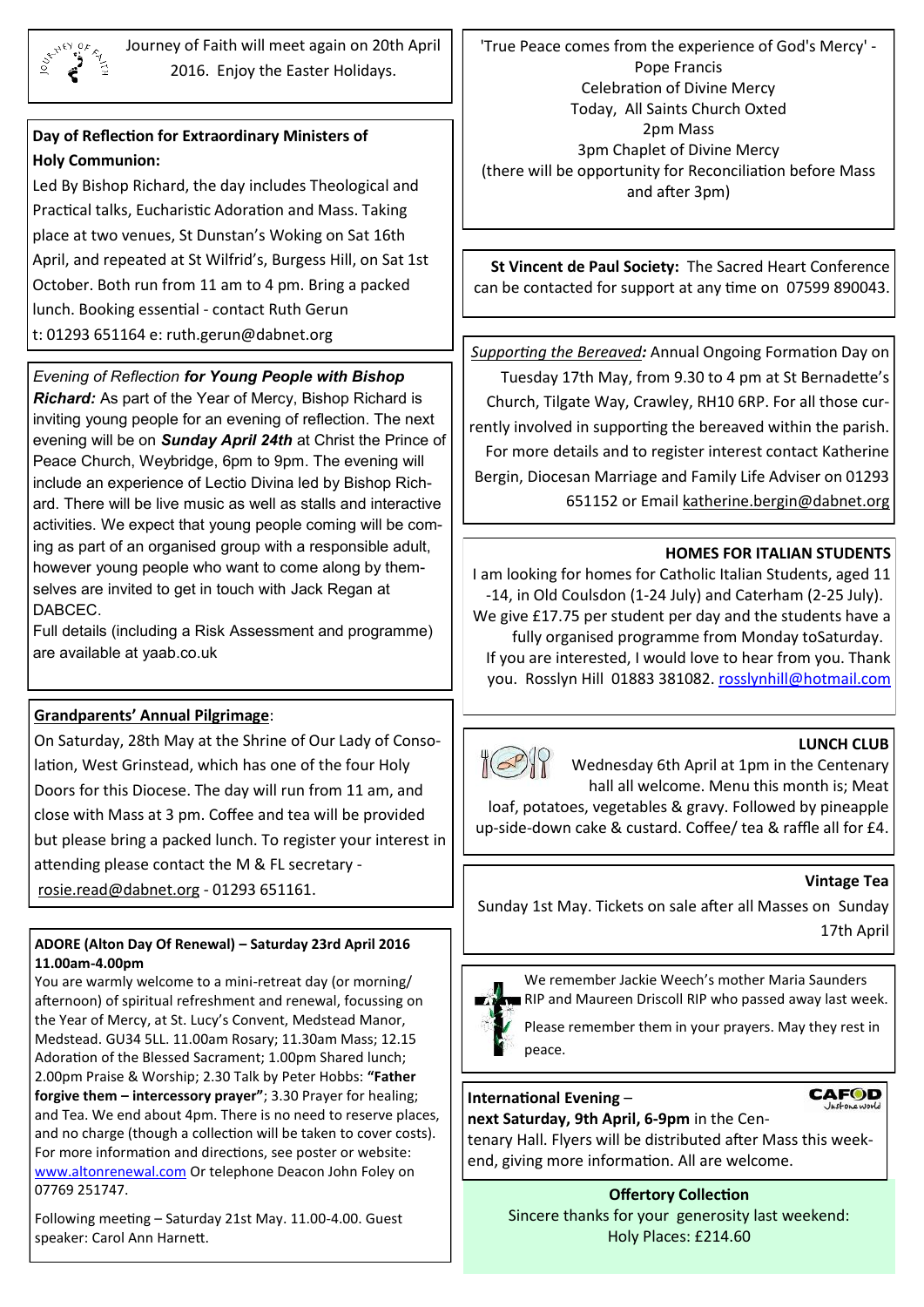Journey of Faith will meet again on 20th April 2016. Enjoy the Easter Holidays.

**Day of Reflection for Extraordinary Ministers of Holy Communion:**

Led By Bishop Richard, the day includes Theological and Practical talks, Eucharistic Adoration and Mass. Taking place at two venues, St Dunstan's Woking on Sat 16th April, and repeated at St Wilfrid's, Burgess Hill, on Sat 1st October. Both run from 11 am to 4 pm. Bring a packed lunch. Booking essential - contact Ruth Gerun
t: 01293 651164 e: ruth.gerun@dabnet.org

*Evening of Reflection* ***for Young People with Bishop Richard:*** As part of the Year of Mercy, Bishop Richard is inviting young people for an evening of reflection. The next evening will be on ***Sunday April 24th*** at Christ the Prince of Peace Church, Weybridge, 6pm to 9pm. The evening will include an experience of Lectio Divina led by Bishop Richard. There will be live music as well as stalls and interactive activities. We expect that young people coming will be coming as part of an organised group with a responsible adult, however young people who want to come along by themselves are invited to get in touch with Jack Regan at DABCEC.
Full details (including a Risk Assessment and programme) are available at yaab.co.uk

**Grandparents' Annual Pilgrimage**:
On Saturday, 28th May at the Shrine of Our Lady of Consolation, West Grinstead, which has one of the four Holy Doors for this Diocese. The day will run from 11 am, and close with Mass at 3 pm. Coffee and tea will be provided but please bring a packed lunch. To register your interest in attending please contact the M & FL secretary - rosie.read@dabnet.org - 01293 651161.

**ADORE (Alton Day Of Renewal) – Saturday 23rd April 2016 11.00am-4.00pm**
You are warmly welcome to a mini-retreat day (or morning/afternoon) of spiritual refreshment and renewal, focussing on the Year of Mercy, at St. Lucy's Convent, Medstead Manor, Medstead. GU34 5LL. 11.00am Rosary; 11.30am Mass; 12.15 Adoration of the Blessed Sacrament; 1.00pm Shared lunch; 2.00pm Praise & Worship; 2.30 Talk by Peter Hobbs: **"Father forgive them – intercessory prayer"**; 3.30 Prayer for healing; and Tea. We end about 4pm. There is no need to reserve places, and no charge (though a collection will be taken to cover costs). For more information and directions, see poster or website: www.altonrenewal.com Or telephone Deacon John Foley on 07769 251747.

Following meeting – Saturday 21st May. 11.00-4.00. Guest speaker: Carol Ann Harnett.

'True Peace comes from the experience of God's Mercy' - Pope Francis
Celebration of Divine Mercy
Today, All Saints Church Oxted
2pm Mass
3pm Chaplet of Divine Mercy
(there will be opportunity for Reconciliation before Mass and after 3pm)

**St Vincent de Paul Society:** The Sacred Heart Conference can be contacted for support at any time on 07599 890043.

***Supporting the Bereaved:*** Annual Ongoing Formation Day on Tuesday 17th May, from 9.30 to 4 pm at St Bernadette's Church, Tilgate Way, Crawley, RH10 6RP. For all those currently involved in supporting the bereaved within the parish. For more details and to register interest contact Katherine Bergin, Diocesan Marriage and Family Life Adviser on 01293 651152 or Email katherine.bergin@dabnet.org

**HOMES FOR ITALIAN STUDENTS**
I am looking for homes for Catholic Italian Students, aged 11-14, in Old Coulsdon (1-24 July) and Caterham (2-25 July). We give £17.75 per student per day and the students have a fully organised programme from Monday toSaturday. If you are interested, I would love to hear from you. Thank you. Rosslyn Hill 01883 381082. rosslynhill@hotmail.com

**LUNCH CLUB**
Wednesday 6th April at 1pm in the Centenary hall all welcome. Menu this month is; Meat loaf, potatoes, vegetables & gravy. Followed by pineapple up-side-down cake & custard. Coffee/ tea & raffle all for £4.

**Vintage Tea**
Sunday 1st May. Tickets on sale after all Masses on Sunday 17th April

We remember Jackie Weech's mother Maria Saunders RIP and Maureen Driscoll RIP who passed away last week.
Please remember them in your prayers. May they rest in peace.

**International Evening** – **next Saturday, 9th April, 6-9pm** in the Centenary Hall. Flyers will be distributed after Mass this weekend, giving more information. All are welcome.

**Offertory Collection**
Sincere thanks for your generosity last weekend:
Holy Places: £214.60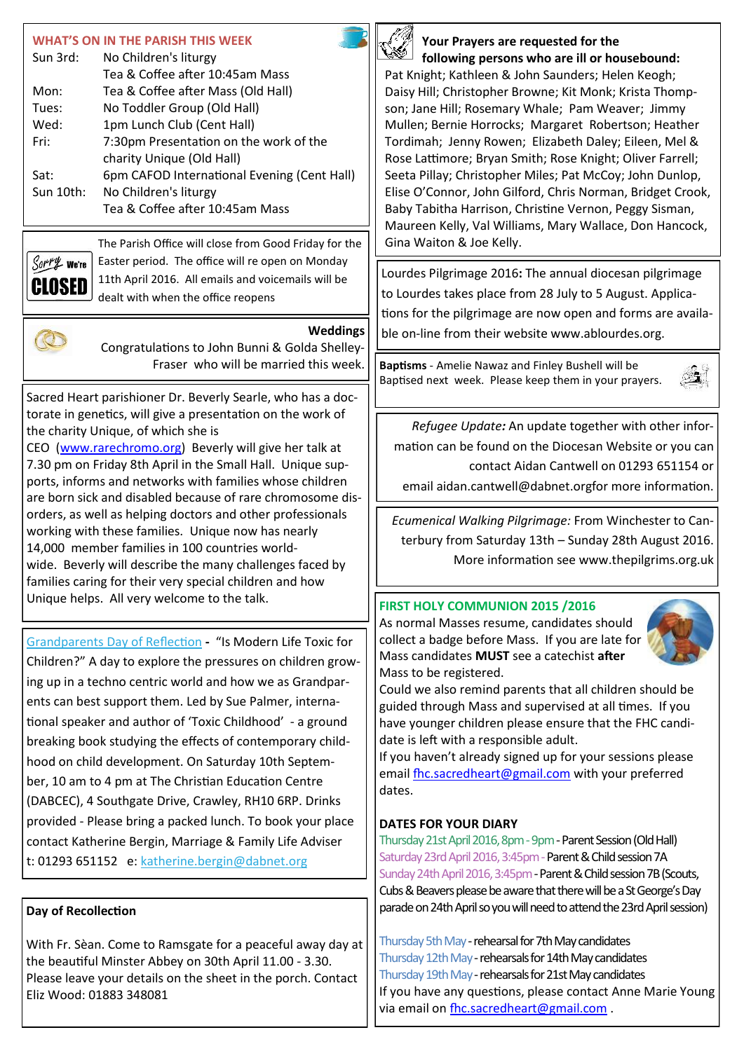## WHAT'S ON IN THE PARISH THIS WEEK

| | |
|---|---|
| Sun 3rd: | No Children's liturgy |
| | Tea & Coffee after 10:45am Mass |
| Mon: | Tea & Coffee after Mass (Old Hall) |
| Tues: | No Toddler Group (Old Hall) |
| Wed: | 1pm Lunch Club (Cent Hall) |
| Fri: | 7:30pm Presentation on the work of the charity Unique (Old Hall) |
| Sat: | 6pm CAFOD International Evening (Cent Hall) |
| Sun 10th: | No Children's liturgy |
| | Tea & Coffee after 10:45am Mass |

Sorry We're CLOSED

The Parish Office will close from Good Friday for the Easter period. The office will re open on Monday 11th April 2016. All emails and voicemails will be dealt with when the office reopens

**Weddings**

Congratulations to John Bunni & Golda Shelley-Fraser who will be married this week.

Sacred Heart parishioner Dr. Beverly Searle, who has a doctorate in genetics, will give a presentation on the work of the charity Unique, of which she is CEO (www.rarechromo.org) Beverly will give her talk at 7.30 pm on Friday 8th April in the Small Hall. Unique supports, informs and networks with families whose children are born sick and disabled because of rare chromosome disorders, as well as helping doctors and other professionals working with these families. Unique now has nearly 14,000 member families in 100 countries worldwide. Beverly will describe the many challenges faced by families caring for their very special children and how Unique helps. All very welcome to the talk.

Grandparents Day of Reflection - "Is Modern Life Toxic for Children?" A day to explore the pressures on children growing up in a techno centric world and how we as Grandparents can best support them. Led by Sue Palmer, international speaker and author of 'Toxic Childhood' - a ground breaking book studying the effects of contemporary childhood on child development. On Saturday 10th September, 10 am to 4 pm at The Christian Education Centre (DABCEC), 4 Southgate Drive, Crawley, RH10 6RP. Drinks provided - Please bring a packed lunch. To book your place contact Katherine Bergin, Marriage & Family Life Adviser t: 01293 651152 e: katherine.bergin@dabnet.org

**Day of Recollection**

With Fr. Sèan. Come to Ramsgate for a peaceful away day at the beautiful Minster Abbey on 30th April 11.00 - 3.30. Please leave your details on the sheet in the porch. Contact Eliz Wood: 01883 348081

**Your Prayers are requested for the following persons who are ill or housebound:**

Pat Knight; Kathleen & John Saunders; Helen Keogh; Daisy Hill; Christopher Browne; Kit Monk; Krista Thompson; Jane Hill; Rosemary Whale; Pam Weaver; Jimmy Mullen; Bernie Horrocks; Margaret Robertson; Heather Tordimah; Jenny Rowen; Elizabeth Daley; Eileen, Mel & Rose Lattimore; Bryan Smith; Rose Knight; Oliver Farrell; Seeta Pillay; Christopher Miles; Pat McCoy; John Dunlop, Elise O'Connor, John Gilford, Chris Norman, Bridget Crook, Baby Tabitha Harrison, Christine Vernon, Peggy Sisman, Maureen Kelly, Val Williams, Mary Wallace, Don Hancock, Gina Waiton & Joe Kelly.

Lourdes Pilgrimage 2016**:** The annual diocesan pilgrimage to Lourdes takes place from 28 July to 5 August. Applications for the pilgrimage are now open and forms are available on-line from their website www.ablourdes.org.

**Baptisms** - Amelie Nawaz and Finley Bushell will be Baptised next week. Please keep them in your prayers.

*Refugee Update:* An update together with other information can be found on the Diocesan Website or you can contact Aidan Cantwell on 01293 651154 or email aidan.cantwell@dabnet.orgfor more information.

*Ecumenical Walking Pilgrimage:* From Winchester to Canterbury from Saturday 13th – Sunday 28th August 2016. More information see www.thepilgrims.org.uk

## FIRST HOLY COMMUNION 2015 /2016

As normal Masses resume, candidates should collect a badge before Mass. If you are late for Mass candidates **MUST** see a catechist **after** Mass to be registered.

Could we also remind parents that all children should be guided through Mass and supervised at all times. If you have younger children please ensure that the FHC candidate is left with a responsible adult.

If you haven't already signed up for your sessions please email fhc.sacredheart@gmail.com with your preferred dates.

**DATES FOR YOUR DIARY**

Thursday 21st April 2016, 8pm - 9pm - Parent Session (Old Hall)

Saturday 23rd April 2016, 3:45pm - Parent & Child session 7A

Sunday 24th April 2016, 3:45pm - Parent & Child session 7B (Scouts, Cubs & Beavers please be aware that there will be a St George's Day parade on 24th April so you will need to attend the 23rd April session)

Thursday 5th May - rehearsal for 7th May candidates

Thursday 12th May - rehearsals for 14th May candidates

Thursday 19th May - rehearsals for 21st May candidates

If you have any questions, please contact Anne Marie Young via email on fhc.sacredheart@gmail.com .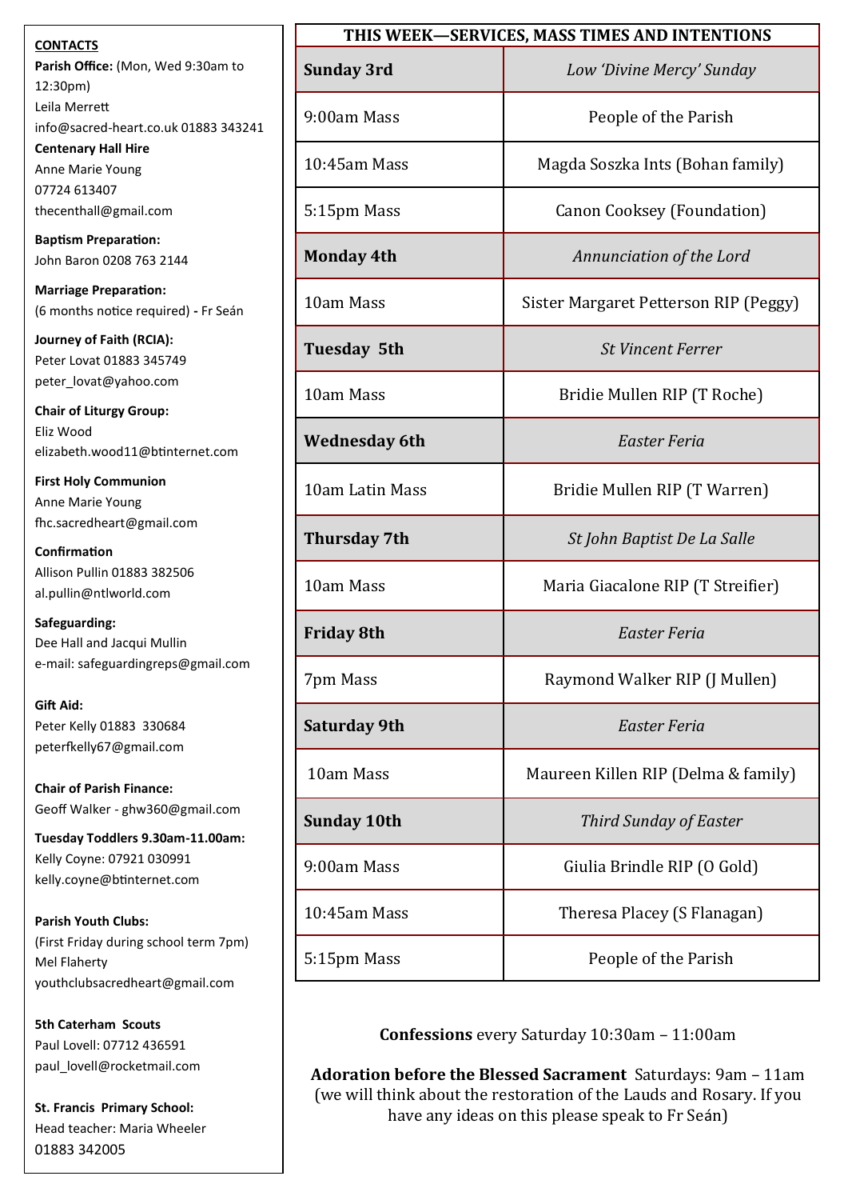**CONTACTS**

**Parish Office:** (Mon, Wed 9:30am to 12:30pm)
Leila Merrett
info@sacred-heart.co.uk 01883 343241

**Centenary Hall Hire**
Anne Marie Young
07724 613407
thecenthall@gmail.com

**Baptism Preparation:**
John Baron 0208 763 2144

**Marriage Preparation:**
(6 months notice required) **-** Fr Seán

**Journey of Faith (RCIA):**
Peter Lovat 01883 345749
peter_lovat@yahoo.com

**Chair of Liturgy Group:**
Eliz Wood
elizabeth.wood11@btinternet.com

**First Holy Communion**
Anne Marie Young
fhc.sacredheart@gmail.com

**Confirmation**
Allison Pullin 01883 382506
al.pullin@ntlworld.com

**Safeguarding:**
Dee Hall and Jacqui Mullin
e-mail: safeguardingreps@gmail.com

**Gift Aid:**
Peter Kelly 01883 330684
peterfkelly67@gmail.com

**Chair of Parish Finance:**
Geoff Walker - ghw360@gmail.com

**Tuesday Toddlers 9.30am-11.00am:**
Kelly Coyne: 07921 030991
kelly.coyne@btinternet.com

**Parish Youth Clubs:**
(First Friday during school term 7pm)
Mel Flaherty
youthclubsacredheart@gmail.com

**5th Caterham Scouts**
Paul Lovell: 07712 436591
paul_lovell@rocketmail.com

**St. Francis Primary School:**
Head teacher: Maria Wheeler
01883 342005

## THIS WEEK—SERVICES, MASS TIMES AND INTENTIONS

| | |
|---|---|
| **Sunday 3rd** | *Low 'Divine Mercy' Sunday* |
| 9:00am Mass | People of the Parish |
| 10:45am Mass | Magda Soszka Ints (Bohan family) |
| 5:15pm Mass | Canon Cooksey (Foundation) |
| **Monday 4th** | *Annunciation of the Lord* |
| 10am Mass | Sister Margaret Petterson RIP (Peggy) |
| **Tuesday 5th** | *St Vincent Ferrer* |
| 10am Mass | Bridie Mullen RIP (T Roche) |
| **Wednesday 6th** | *Easter Feria* |
| 10am Latin Mass | Bridie Mullen RIP (T Warren) |
| **Thursday 7th** | *St John Baptist De La Salle* |
| 10am Mass | Maria Giacalone RIP (T Streifier) |
| **Friday 8th** | *Easter Feria* |
| 7pm Mass | Raymond Walker RIP (J Mullen) |
| **Saturday 9th** | *Easter Feria* |
| 10am Mass | Maureen Killen RIP (Delma & family) |
| **Sunday 10th** | *Third Sunday of Easter* |
| 9:00am Mass | Giulia Brindle RIP (O Gold) |
| 10:45am Mass | Theresa Placey (S Flanagan) |
| 5:15pm Mass | People of the Parish |

**Confessions** every Saturday 10:30am – 11:00am

**Adoration before the Blessed Sacrament** Saturdays: 9am – 11am (we will think about the restoration of the Lauds and Rosary. If you have any ideas on this please speak to Fr Seán)